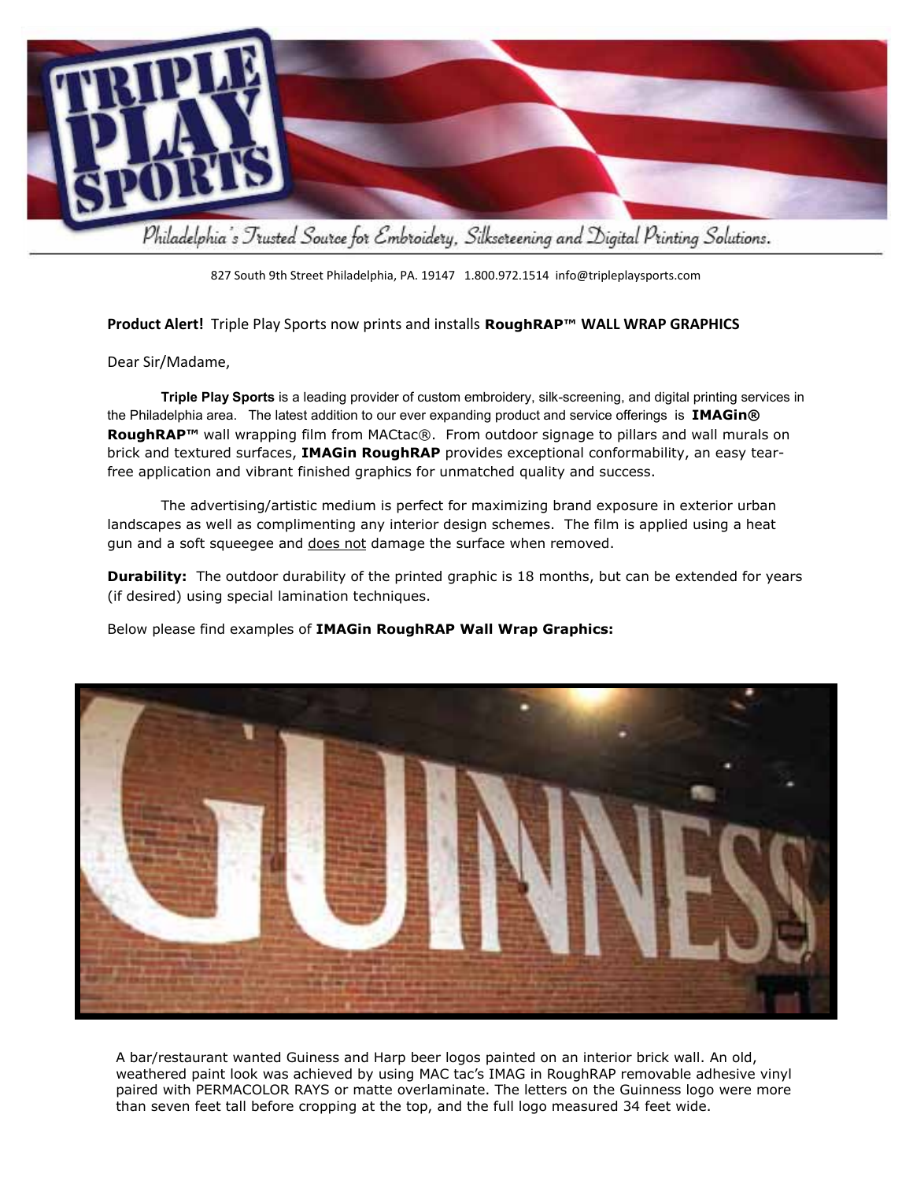Philadelphia's Trusted Source for Embroidery, Silkscreening and Digital Printing Solutions.

827 South 9th Street Philadelphia, PA. 19147 1.800.972.1514 info@tripleplaysports.com

**Product Alert!** Triple Play Sports now prints and installs **RoughRAP™ WALL WRAP GRAPHICS**

Dear Sir/Madame,

**Triple Play Sports** is a leading provider of custom embroidery, silk-screening, and digital printing services in the Philadelphia area. The latest addition to our ever expanding product and service offerings is **IMAGin® RoughRAP™** wall wrapping film from MACtac®. From outdoor signage to pillars and wall murals on brick and textured surfaces, **IMAGin RoughRAP** provides exceptional conformability, an easy tear-free application and vibrant finished graphics for unmatched quality and success.

The advertising/artistic medium is perfect for maximizing brand exposure in exterior urban landscapes as well as complimenting any interior design schemes. The film is applied using a heat gun and a soft squeegee and <u>does not</u> damage the surface when removed.

**Durability:** The outdoor durability of the printed graphic is 18 months, but can be extended for years (if desired) using special lamination techniques.

Below please find examples of **IMAGin RoughRAP Wall Wrap Graphics:**

A bar/restaurant wanted Guiness and Harp beer logos painted on an interior brick wall. An old, weathered paint look was achieved by using MAC tac's IMAG in RoughRAP removable adhesive vinyl paired with PERMACOLOR RAYS or matte overlaminate. The letters on the Guinness logo were more than seven feet tall before cropping at the top, and the full logo measured 34 feet wide.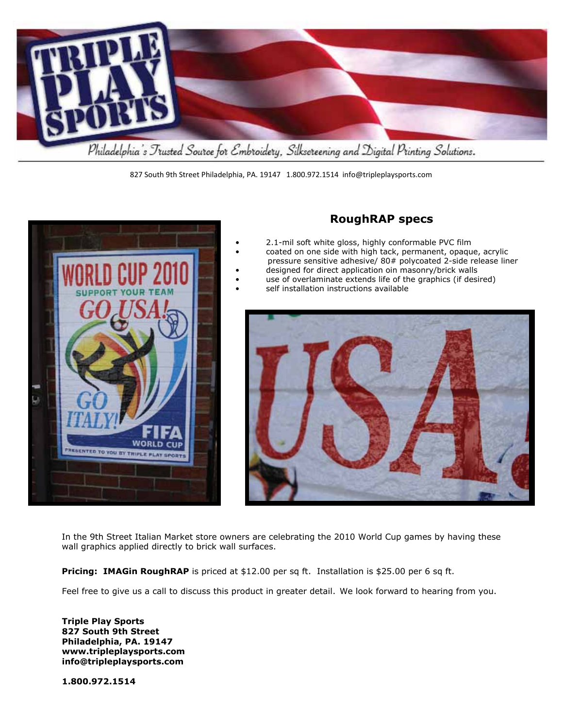Philadelphia's Trusted Source for Embroidery, Silkscreening and Digital Printing Solutions.

827 South 9th Street Philadelphia, PA. 19147 1.800.972.1514 info@tripleplaysports.com

## RoughRAP specs

- 2.1-mil soft white gloss, highly conformable PVC film
- coated on one side with high tack, permanent, opaque, acrylic pressure sensitive adhesive/ 80# polycoated 2-side release liner
- designed for direct application oin masonry/brick walls
- use of overlaminate extends life of the graphics (if desired)
- self installation instructions available

In the 9th Street Italian Market store owners are celebrating the 2010 World Cup games by having these wall graphics applied directly to brick wall surfaces.

**Pricing: IMAGin RoughRAP** is priced at $12.00 per sq ft. Installation is $25.00 per 6 sq ft.

Feel free to give us a call to discuss this product in greater detail. We look forward to hearing from you.

**Triple Play Sports**
**827 South 9th Street**
**Philadelphia, PA. 19147**
**www.tripleplaysports.com**
**info@tripleplaysports.com**

**1.800.972.1514**